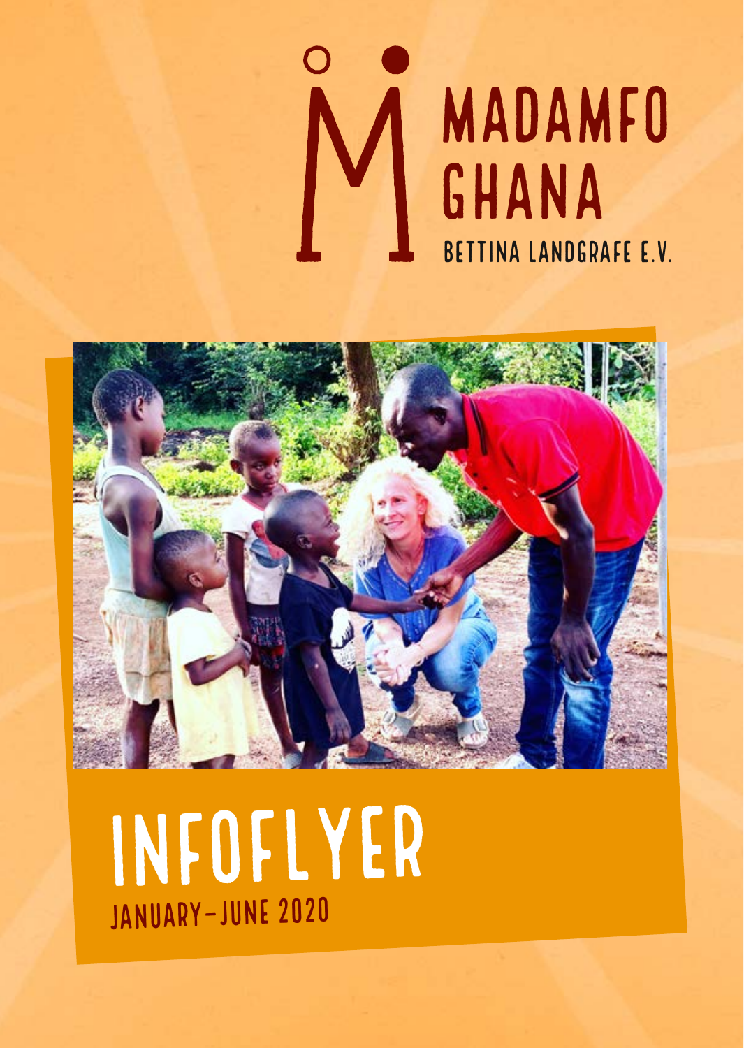# MADAMFO GHANA

BETTINA LANDGRAFE E.V.

# INFOFLYER

## JANUARY–JUNE 2020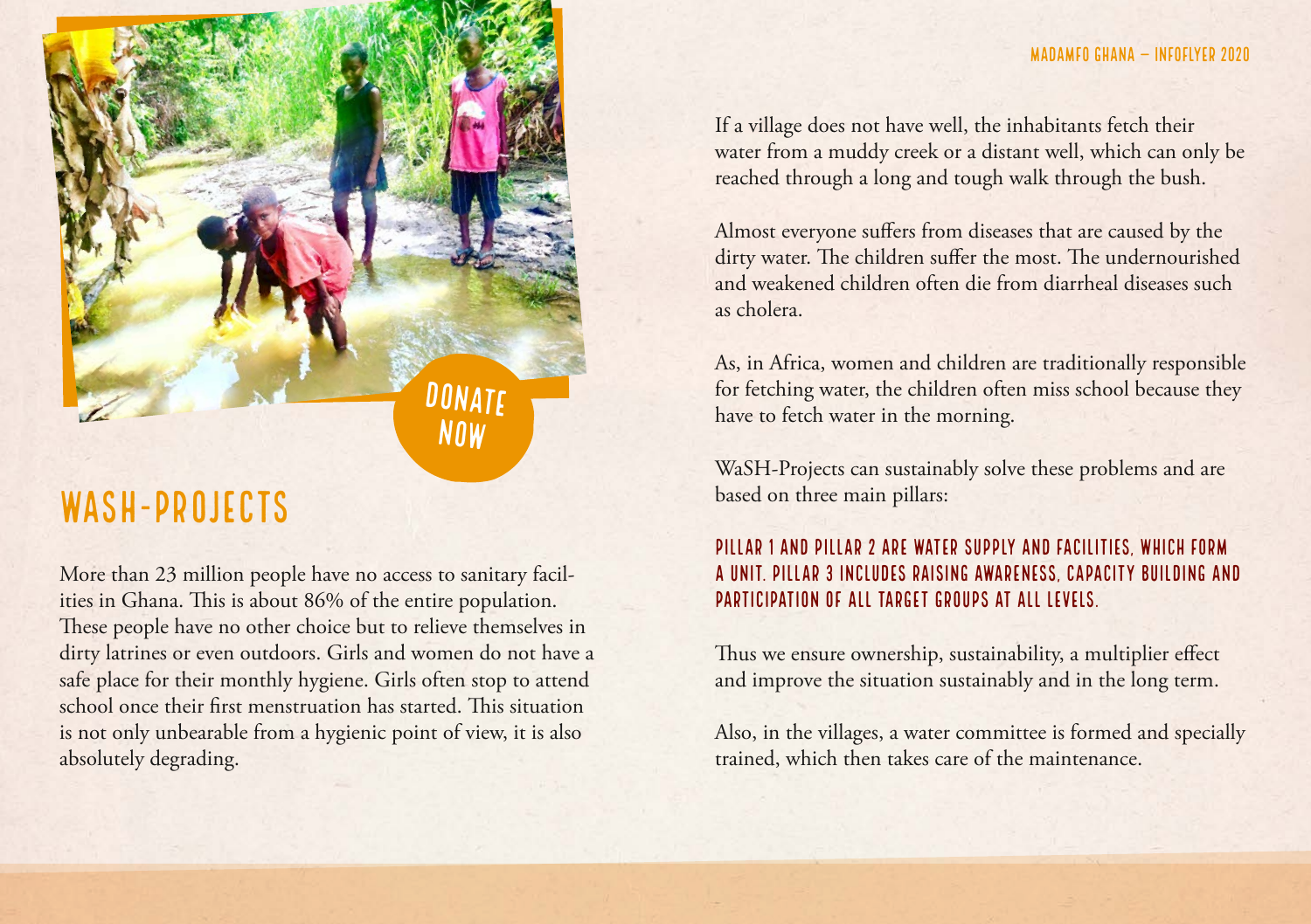DONATE NOW

# WASH-PROJECTS

More than 23 million people have no access to sanitary facilities in Ghana. This is about 86% of the entire population. These people have no other choice but to relieve themselves in dirty latrines or even outdoors. Girls and women do not have a safe place for their monthly hygiene. Girls often stop to attend school once their first menstruation has started. This situation is not only unbearable from a hygienic point of view, it is also absolutely degrading.

If a village does not have well, the inhabitants fetch their water from a muddy creek or a distant well, which can only be reached through a long and tough walk through the bush.

Almost everyone suffers from diseases that are caused by the dirty water. The children suffer the most. The undernourished and weakened children often die from diarrheal diseases such as cholera.

As, in Africa, women and children are traditionally responsible for fetching water, the children often miss school because they have to fetch water in the morning.

WaSH-Projects can sustainably solve these problems and are based on three main pillars:

**PILLAR 1 AND PILLAR 2 ARE WATER SUPPLY AND FACILITIES, WHICH FORM A UNIT. PILLAR 3 INCLUDES RAISING AWARENESS, CAPACITY BUILDING AND PARTICIPATION OF ALL TARGET GROUPS AT ALL LEVELS.**

Thus we ensure ownership, sustainability, a multiplier effect and improve the situation sustainably and in the long term.

Also, in the villages, a water committee is formed and specially trained, which then takes care of the maintenance.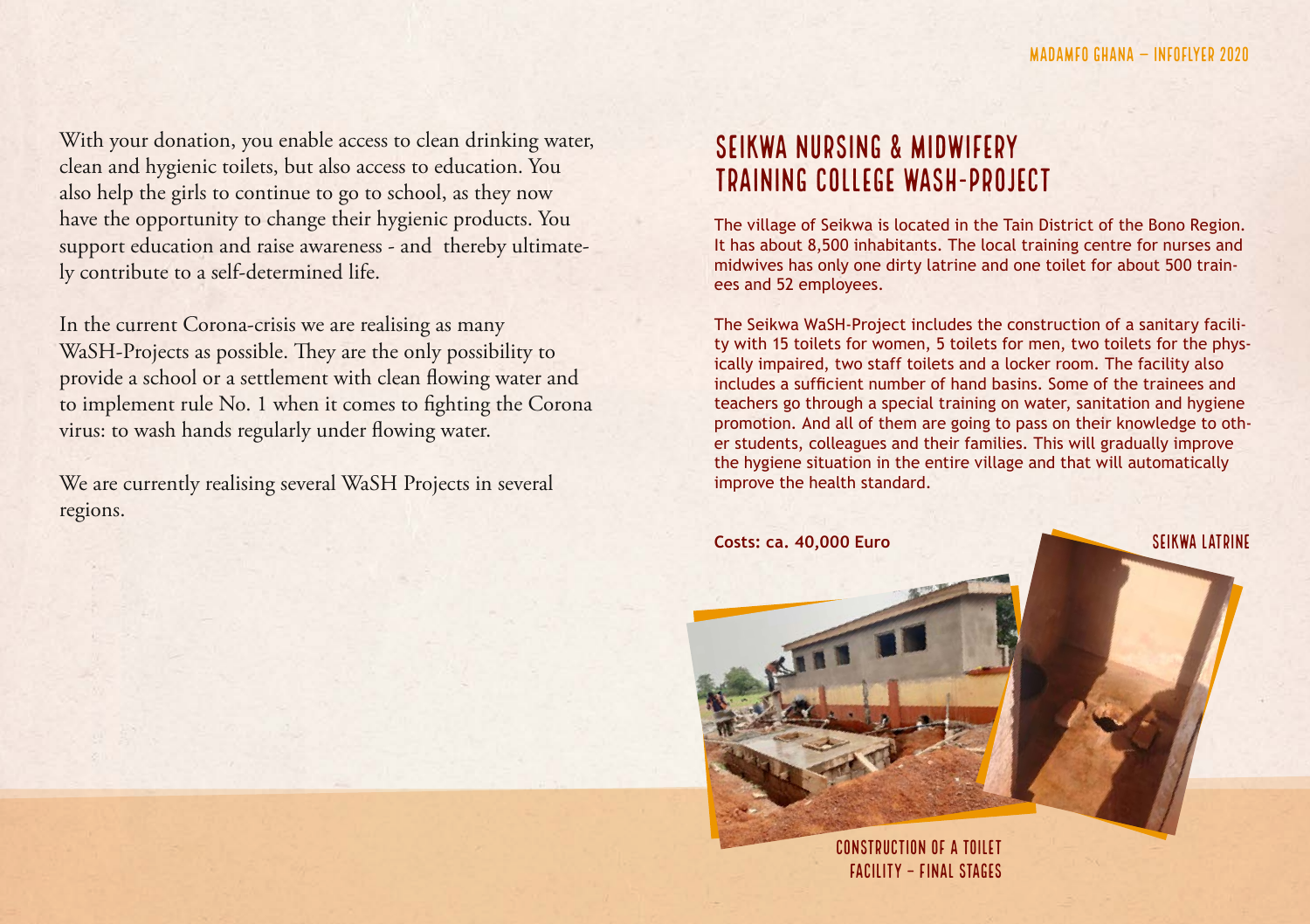With your donation, you enable access to clean drinking water, clean and hygienic toilets, but also access to education. You also help the girls to continue to go to school, as they now have the opportunity to change their hygienic products. You support education and raise awareness - and thereby ultimately contribute to a self-determined life.

In the current Corona-crisis we are realising as many WaSH-Projects as possible. They are the only possibility to provide a school or a settlement with clean flowing water and to implement rule No. 1 when it comes to fighting the Corona virus: to wash hands regularly under flowing water.

We are currently realising several WaSH Projects in several regions.

## SEIKWA NURSING & MIDWIFERY TRAINING COLLEGE WASH-PROJECT

The village of Seikwa is located in the Tain District of the Bono Region. It has about 8,500 inhabitants. The local training centre for nurses and midwives has only one dirty latrine and one toilet for about 500 trainees and 52 employees.

The Seikwa WaSH-Project includes the construction of a sanitary facility with 15 toilets for women, 5 toilets for men, two toilets for the physically impaired, two staff toilets and a locker room. The facility also includes a sufficient number of hand basins. Some of the trainees and teachers go through a special training on water, sanitation and hygiene promotion. And all of them are going to pass on their knowledge to other students, colleagues and their families. This will gradually improve the hygiene situation in the entire village and that will automatically improve the health standard.

**Costs: ca. 40,000 Euro**

SEIKWA LATRINE

CONSTRUCTION OF A TOILET FACILITY – FINAL STAGES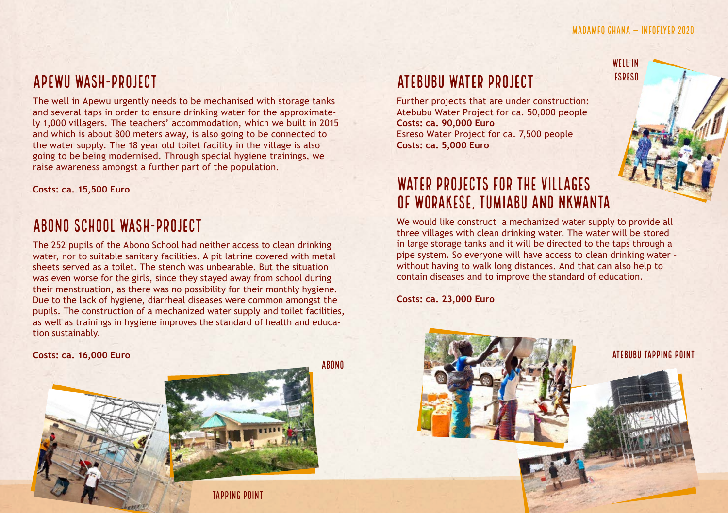## APEWU WASH-PROJECT

The well in Apewu urgently needs to be mechanised with storage tanks and several taps in order to ensure drinking water for the approximately 1,000 villagers. The teachers' accommodation, which we built in 2015 and which is about 800 meters away, is also going to be connected to the water supply. The 18 year old toilet facility in the village is also going to be being modernised. Through special hygiene trainings, we raise awareness amongst a further part of the population.

**Costs: ca. 15,500 Euro**

## ABONO SCHOOL WASH-PROJECT

The 252 pupils of the Abono School had neither access to clean drinking water, nor to suitable sanitary facilities. A pit latrine covered with metal sheets served as a toilet. The stench was unbearable. But the situation was even worse for the girls, since they stayed away from school during their menstruation, as there was no possibility for their monthly hygiene. Due to the lack of hygiene, diarrheal diseases were common amongst the pupils. The construction of a mechanized water supply and toilet facilities, as well as trainings in hygiene improves the standard of health and education sustainably.

**Costs: ca. 16,000 Euro**

ABONO

TAPPING POINT

## ATEBUBU WATER PROJECT

Further projects that are under construction:
Atebubu Water Project for ca. 50,000 people
**Costs: ca. 90,000 Euro**
Esreso Water Project for ca. 7,500 people
**Costs: ca. 5,000 Euro**

WELL IN ESRESO

## WATER PROJECTS FOR THE VILLAGES OF WORAKESE, TUMIABU AND NKWANTA

We would like construct a mechanized water supply to provide all three villages with clean drinking water. The water will be stored in large storage tanks and it will be directed to the taps through a pipe system. So everyone will have access to clean drinking water – without having to walk long distances. And that can also help to contain diseases and to improve the standard of education.

**Costs: ca. 23,000 Euro**

ATEBUBU TAPPING POINT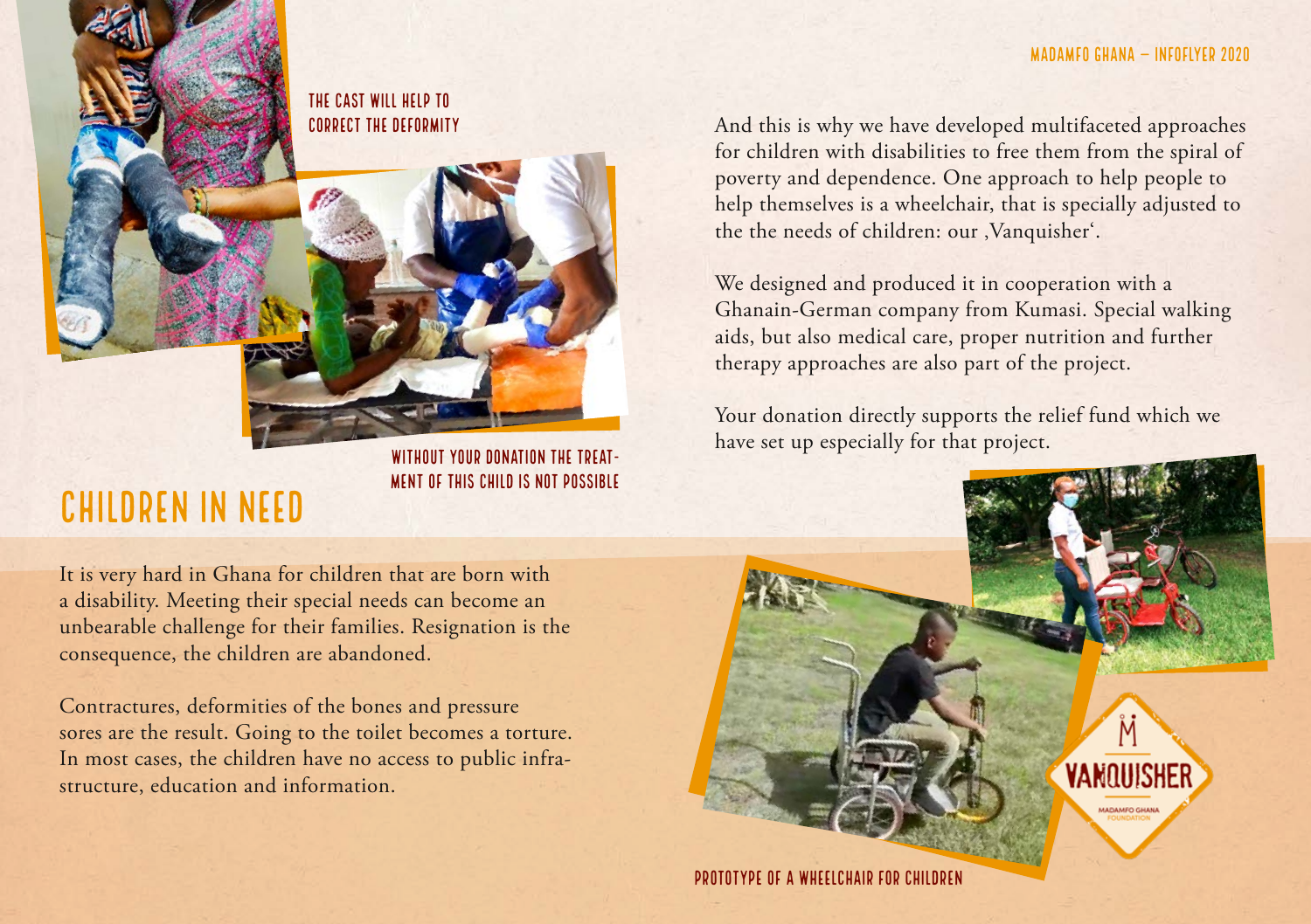THE CAST WILL HELP TO CORRECT THE DEFORMITY

WITHOUT YOUR DONATION THE TREATMENT OF THIS CHILD IS NOT POSSIBLE

# CHILDREN IN NEED

It is very hard in Ghana for children that are born with a disability. Meeting their special needs can become an unbearable challenge for their families. Resignation is the consequence, the children are abandoned.

Contractures, deformities of the bones and pressure sores are the result. Going to the toilet becomes a torture. In most cases, the children have no access to public infrastructure, education and information.

And this is why we have developed multifaceted approaches for children with disabilities to free them from the spiral of poverty and dependence. One approach to help people to help themselves is a wheelchair, that is specially adjusted to the the needs of children: our ‚Vanquisher'.

We designed and produced it in cooperation with a Ghanain-German company from Kumasi. Special walking aids, but also medical care, proper nutrition and further therapy approaches are also part of the project.

Your donation directly supports the relief fund which we have set up especially for that project.

PROTOTYPE OF A WHEELCHAIR FOR CHILDREN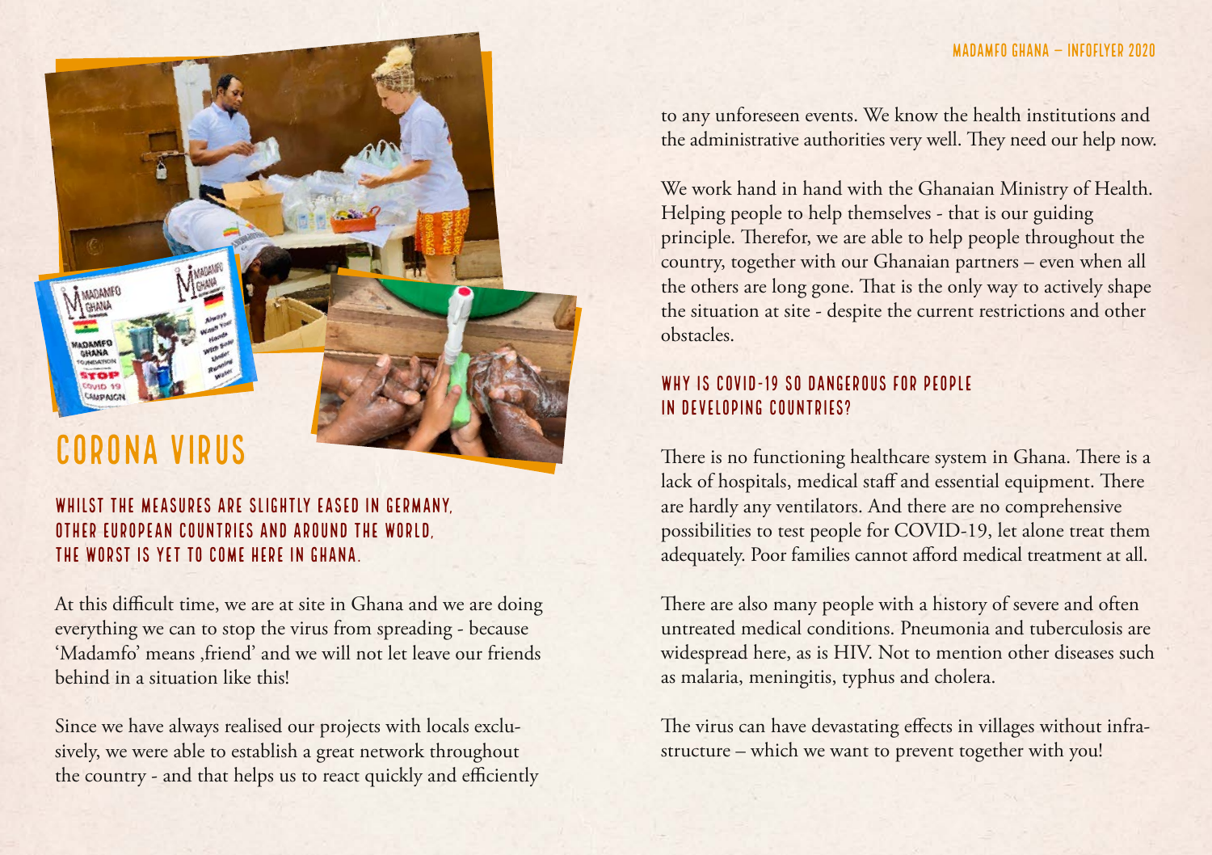# CORONA VIRUS

## WHILST THE MEASURES ARE SLIGHTLY EASED IN GERMANY, OTHER EUROPEAN COUNTRIES AND AROUND THE WORLD, THE WORST IS YET TO COME HERE IN GHANA.

At this difficult time, we are at site in Ghana and we are doing everything we can to stop the virus from spreading - because 'Madamfo' means ‚friend' and we will not let leave our friends behind in a situation like this!

Since we have always realised our projects with locals exclusively, we were able to establish a great network throughout the country - and that helps us to react quickly and efficiently to any unforeseen events. We know the health institutions and the administrative authorities very well. They need our help now.

We work hand in hand with the Ghanaian Ministry of Health. Helping people to help themselves - that is our guiding principle. Therefor, we are able to help people throughout the country, together with our Ghanaian partners – even when all the others are long gone. That is the only way to actively shape the situation at site - despite the current restrictions and other obstacles.

## WHY IS COVID-19 SO DANGEROUS FOR PEOPLE IN DEVELOPING COUNTRIES?

There is no functioning healthcare system in Ghana. There is a lack of hospitals, medical staff and essential equipment. There are hardly any ventilators. And there are no comprehensive possibilities to test people for COVID-19, let alone treat them adequately. Poor families cannot afford medical treatment at all.

There are also many people with a history of severe and often untreated medical conditions. Pneumonia and tuberculosis are widespread here, as is HIV. Not to mention other diseases such as malaria, meningitis, typhus and cholera.

The virus can have devastating effects in villages without infrastructure – which we want to prevent together with you!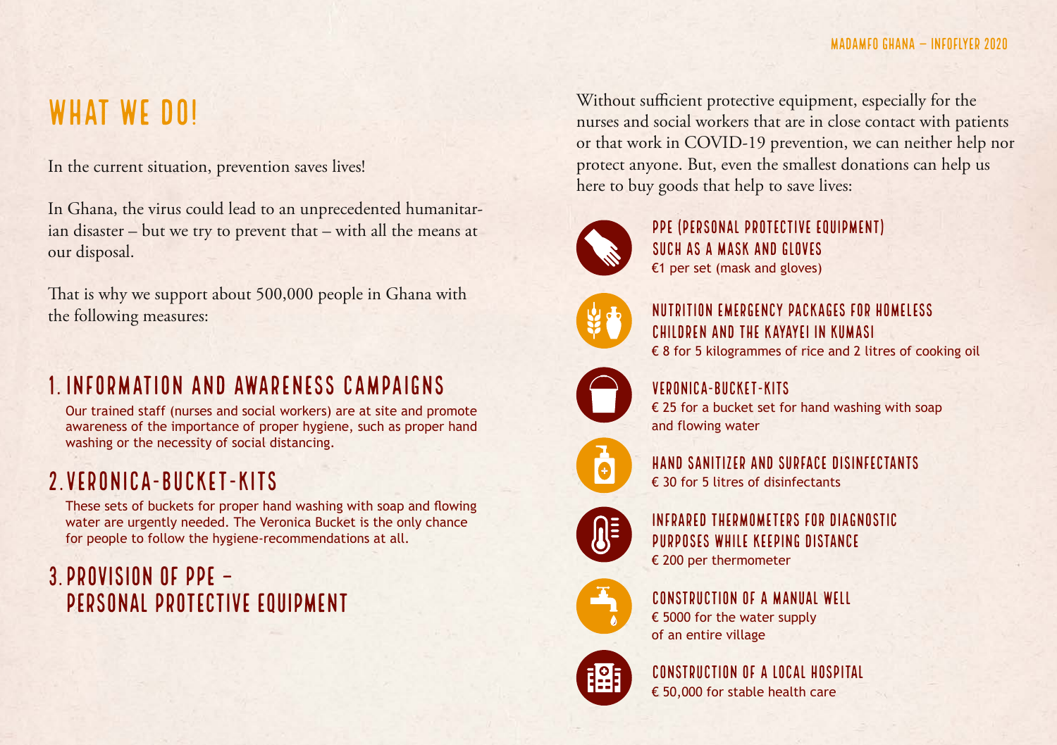# WHAT WE DO!

In the current situation, prevention saves lives!

In Ghana, the virus could lead to an unprecedented humanitarian disaster – but we try to prevent that – with all the means at our disposal.

That is why we support about 500,000 people in Ghana with the following measures:

## 1. INFORMATION AND AWARENESS CAMPAIGNS

Our trained staff (nurses and social workers) are at site and promote awareness of the importance of proper hygiene, such as proper hand washing or the necessity of social distancing.

## 2. VERONICA-BUCKET-KITS

These sets of buckets for proper hand washing with soap and flowing water are urgently needed. The Veronica Bucket is the only chance for people to follow the hygiene-recommendations at all.

## 3. PROVISION OF PPE – PERSONAL PROTECTIVE EQUIPMENT

Without sufficient protective equipment, especially for the nurses and social workers that are in close contact with patients or that work in COVID-19 prevention, we can neither help nor protect anyone. But, even the smallest donations can help us here to buy goods that help to save lives:

### PPE (PERSONAL PROTECTIVE EQUIPMENT) SUCH AS A MASK AND GLOVES
€1 per set (mask and gloves)

### NUTRITION EMERGENCY PACKAGES FOR HOMELESS CHILDREN AND THE KAYAYEI IN KUMASI
€ 8 for 5 kilogrammes of rice and 2 litres of cooking oil

### VERONICA-BUCKET-KITS
€ 25 for a bucket set for hand washing with soap and flowing water

### HAND SANITIZER AND SURFACE DISINFECTANTS
€ 30 for 5 litres of disinfectants

### INFRARED THERMOMETERS FOR DIAGNOSTIC PURPOSES WHILE KEEPING DISTANCE
€ 200 per thermometer

### CONSTRUCTION OF A MANUAL WELL
€ 5000 for the water supply of an entire village

### CONSTRUCTION OF A LOCAL HOSPITAL
€ 50,000 for stable health care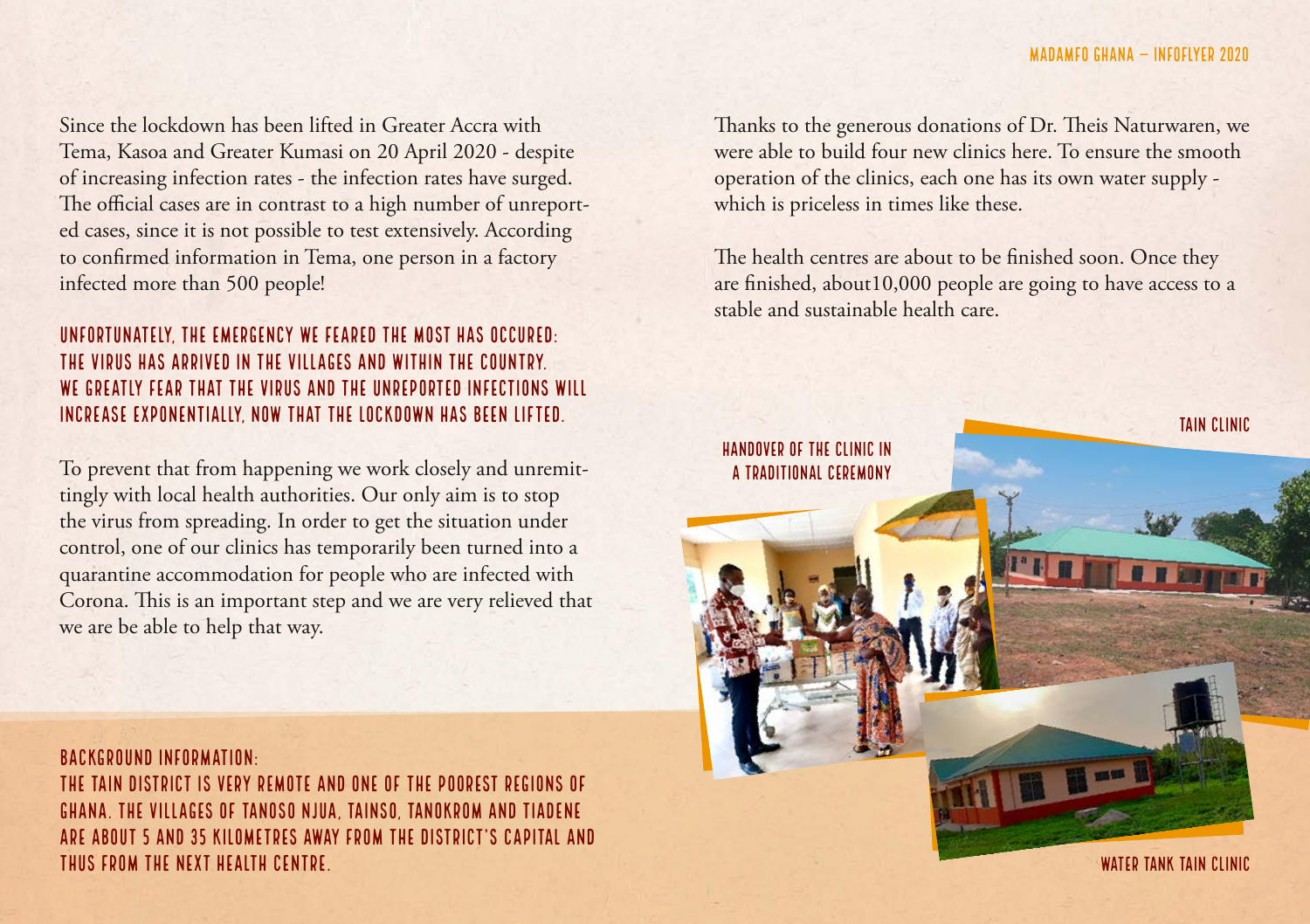Since the lockdown has been lifted in Greater Accra with Tema, Kasoa and Greater Kumasi on 20 April 2020 - despite of increasing infection rates - the infection rates have surged. The official cases are in contrast to a high number of unreported cases, since it is not possible to test extensively. According to confirmed information in Tema, one person in a factory infected more than 500 people!

**UNFORTUNATELY, THE EMERGENCY WE FEARED THE MOST HAS OCCURED: THE VIRUS HAS ARRIVED IN THE VILLAGES AND WITHIN THE COUNTRY. WE GREATLY FEAR THAT THE VIRUS AND THE UNREPORTED INFECTIONS WILL INCREASE EXPONENTIALLY, NOW THAT THE LOCKDOWN HAS BEEN LIFTED.**

To prevent that from happening we work closely and unremittingly with local health authorities. Our only aim is to stop the virus from spreading. In order to get the situation under control, one of our clinics has temporarily been turned into a quarantine accommodation for people who are infected with Corona. This is an important step and we are very relieved that we are be able to help that way.

**BACKGROUND INFORMATION:**
**THE TAIN DISTRICT IS VERY REMOTE AND ONE OF THE POOREST REGIONS OF GHANA. THE VILLAGES OF TANOSO NJUA, TAINSO, TANOKROM AND TIADENE ARE ABOUT 5 AND 35 KILOMETRES AWAY FROM THE DISTRICT'S CAPITAL AND THUS FROM THE NEXT HEALTH CENTRE.**

Thanks to the generous donations of Dr. Theis Naturwaren, we were able to build four new clinics here. To ensure the smooth operation of the clinics, each one has its own water supply - which is priceless in times like these.

The health centres are about to be finished soon. Once they are finished, about10,000 people are going to have access to a stable and sustainable health care.

HANDOVER OF THE CLINIC IN A TRADITIONAL CEREMONY

TAIN CLINIC

WATER TANK TAIN CLINIC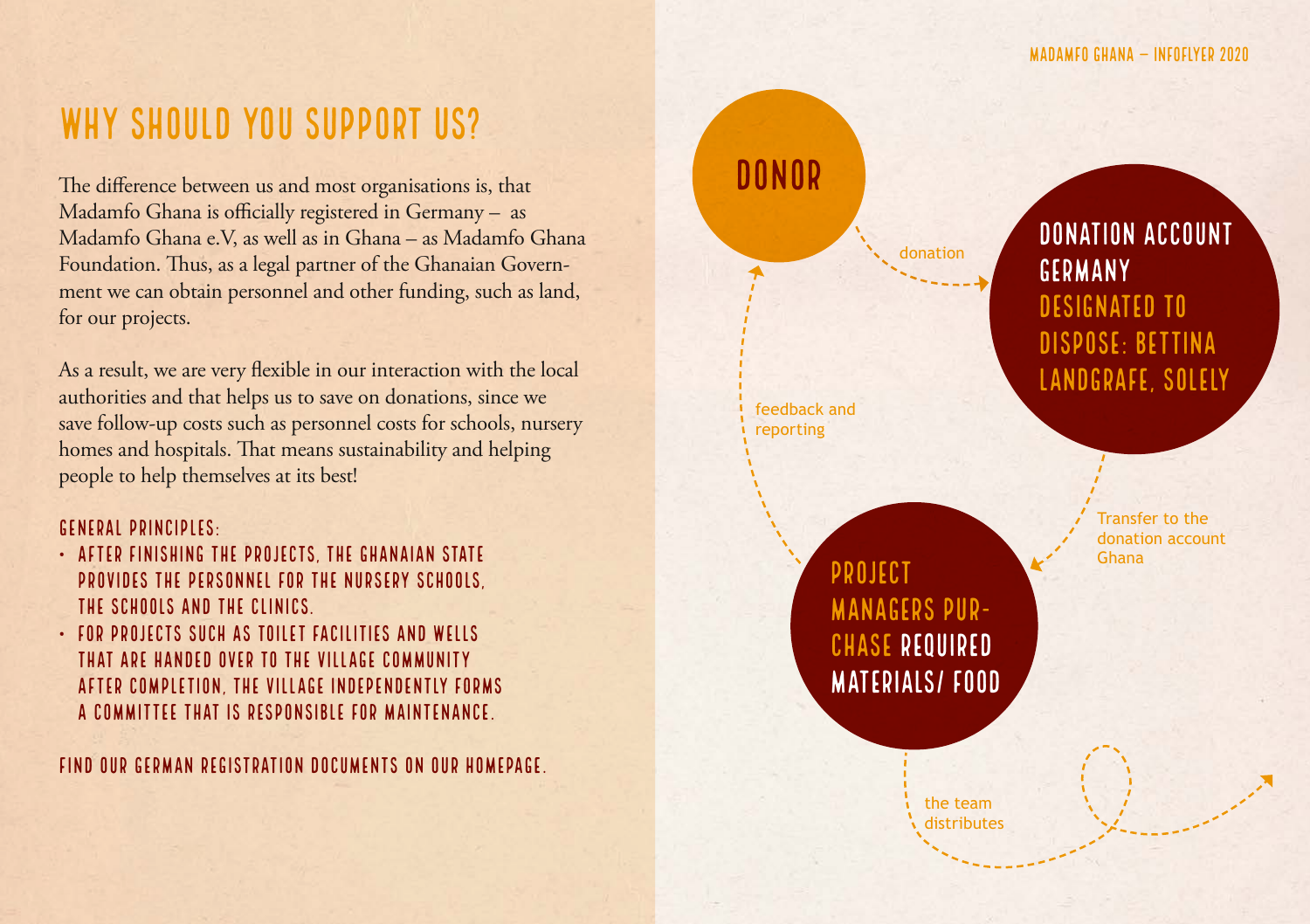# WHY SHOULD YOU SUPPORT US?

The difference between us and most organisations is, that Madamfo Ghana is officially registered in Germany – as Madamfo Ghana e.V, as well as in Ghana – as Madamfo Ghana Foundation. Thus, as a legal partner of the Ghanaian Government we can obtain personnel and other funding, such as land, for our projects.

As a result, we are very flexible in our interaction with the local authorities and that helps us to save on donations, since we save follow-up costs such as personnel costs for schools, nursery homes and hospitals. That means sustainability and helping people to help themselves at its best!

GENERAL PRINCIPLES:

- AFTER FINISHING THE PROJECTS, THE GHANAIAN STATE PROVIDES THE PERSONNEL FOR THE NURSERY SCHOOLS, THE SCHOOLS AND THE CLINICS.
- FOR PROJECTS SUCH AS TOILET FACILITIES AND WELLS THAT ARE HANDED OVER TO THE VILLAGE COMMUNITY AFTER COMPLETION, THE VILLAGE INDEPENDENTLY FORMS A COMMITTEE THAT IS RESPONSIBLE FOR MAINTENANCE.

FIND OUR GERMAN REGISTRATION DOCUMENTS ON OUR HOMEPAGE.

DONOR

donation

DONATION ACCOUNT GERMANY DESIGNATED TO DISPOSE: BETTINA LANDGRAFE, SOLELY

Transfer to the donation account Ghana

PROJECT MANAGERS PURCHASE REQUIRED MATERIALS/ FOOD

the team distributes

feedback and reporting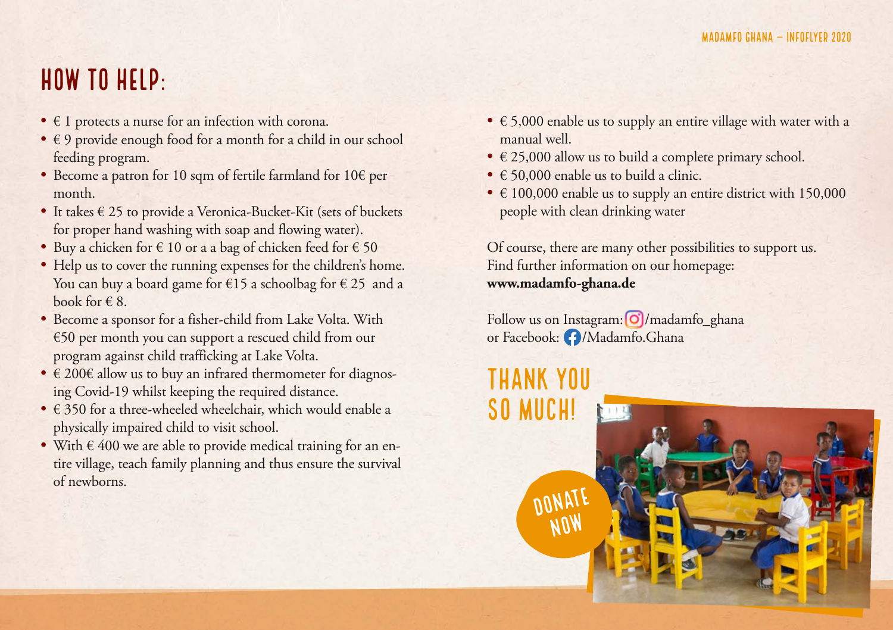# HOW TO HELP:

- € 1 protects a nurse for an infection with corona.
- € 9 provide enough food for a month for a child in our school feeding program.
- Become a patron for 10 sqm of fertile farmland for 10€ per month.
- It takes € 25 to provide a Veronica-Bucket-Kit (sets of buckets for proper hand washing with soap and flowing water).
- Buy a chicken for € 10 or a a bag of chicken feed for € 50
- Help us to cover the running expenses for the children's home. You can buy a board game for €15 a schoolbag for € 25 and a book for € 8.
- Become a sponsor for a fisher-child from Lake Volta. With €50 per month you can support a rescued child from our program against child trafficking at Lake Volta.
- € 200€ allow us to buy an infrared thermometer for diagnosing Covid-19 whilst keeping the required distance.
- € 350 for a three-wheeled wheelchair, which would enable a physically impaired child to visit school.
- With € 400 we are able to provide medical training for an entire village, teach family planning and thus ensure the survival of newborns.
- € 5,000 enable us to supply an entire village with water with a manual well.
- € 25,000 allow us to build a complete primary school.
- € 50,000 enable us to build a clinic.
- € 100,000 enable us to supply an entire district with 150,000 people with clean drinking water

Of course, there are many other possibilities to support us. Find further information on our homepage:
**www.madamfo-ghana.de**

Follow us on Instagram: /madamfo_ghana
or Facebook: /Madamfo.Ghana

## THANK YOU SO MUCH!

DONATE NOW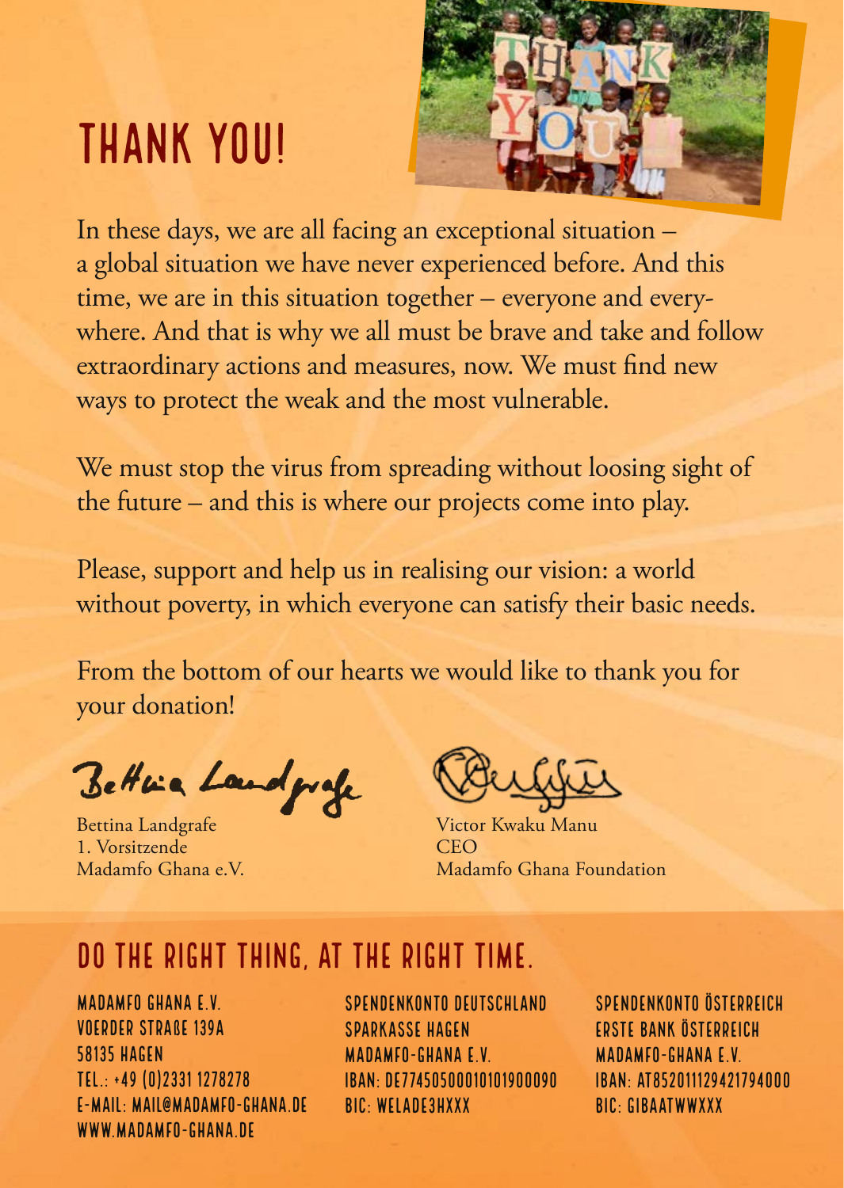# THANK YOU!

In these days, we are all facing an exceptional situation – a global situation we have never experienced before. And this time, we are in this situation together – everyone and everywhere. And that is why we all must be brave and take and follow extraordinary actions and measures, now. We must find new ways to protect the weak and the most vulnerable.

We must stop the virus from spreading without loosing sight of the future – and this is where our projects come into play.

Please, support and help us in realising our vision: a world without poverty, in which everyone can satisfy their basic needs.

From the bottom of our hearts we would like to thank you for your donation!

Bettina Landgrafe
1. Vorsitzende
Madamfo Ghana e.V.

Victor Kwaku Manu
CEO
Madamfo Ghana Foundation

## DO THE RIGHT THING, AT THE RIGHT TIME.

MADAMFO GHANA E.V.
VOERDER STRAßE 139A
58135 HAGEN
TEL.: +49 (0)2331 1278278
E-MAIL: MAIL@MADAMFO-GHANA.DE
WWW.MADAMFO-GHANA.DE

SPENDENKONTO DEUTSCHLAND
SPARKASSE HAGEN
MADAMFO-GHANA E.V.
IBAN: DE77450500010101900090
BIC: WELADE3HXXX

SPENDENKONTO ÖSTERREICH
ERSTE BANK ÖSTERREICH
MADAMFO-GHANA E.V.
IBAN: AT852011129421794000
BIC: GIBAATWWXXX